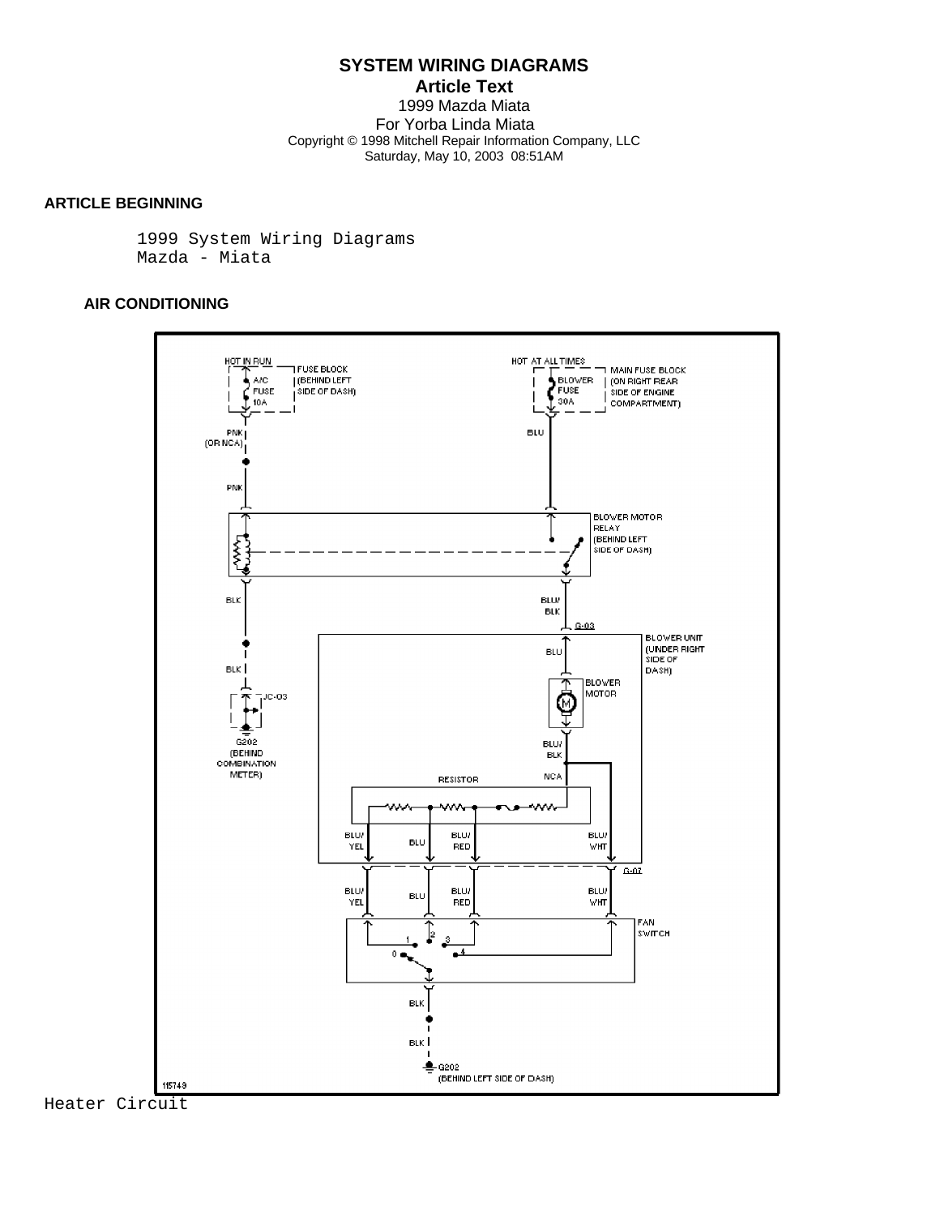**SYSTEM WIRING DIAGRAMS**

**Article Text**

1999 Mazda Miata

For Yorba Linda Miata

Copyright © 1998 Mitchell Repair Information Company, LLC

Saturday, May 10, 2003 08:51AM

**ARTICLE BEGINNING**

1999 System Wiring Diagrams

Mazda - Miata

**AIR CONDITIONING**

Heater Circuit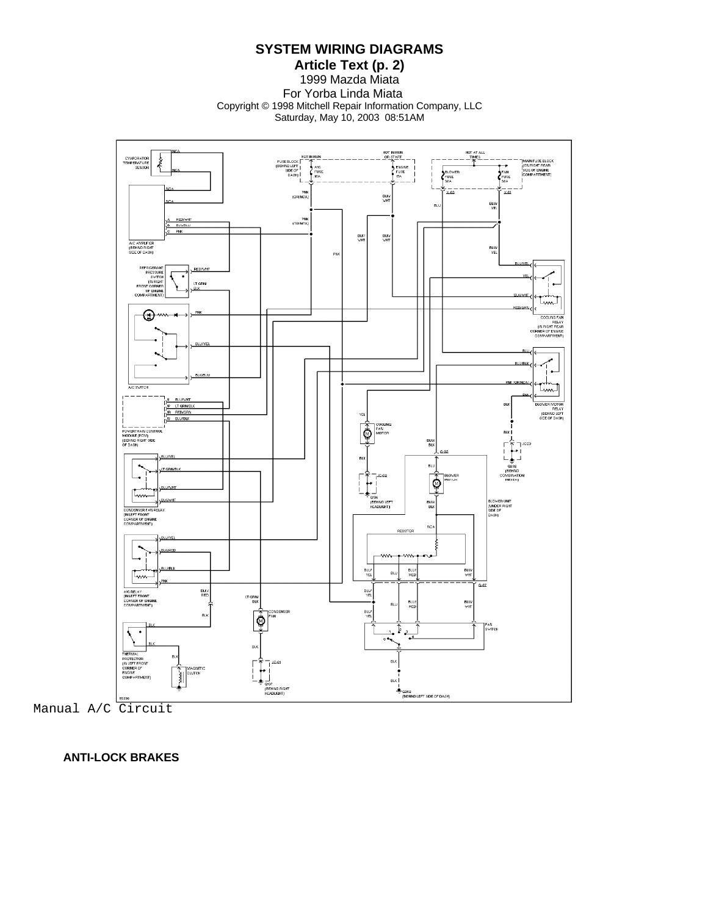Manual A/C Circuit

**ANTI-LOCK BRAKES**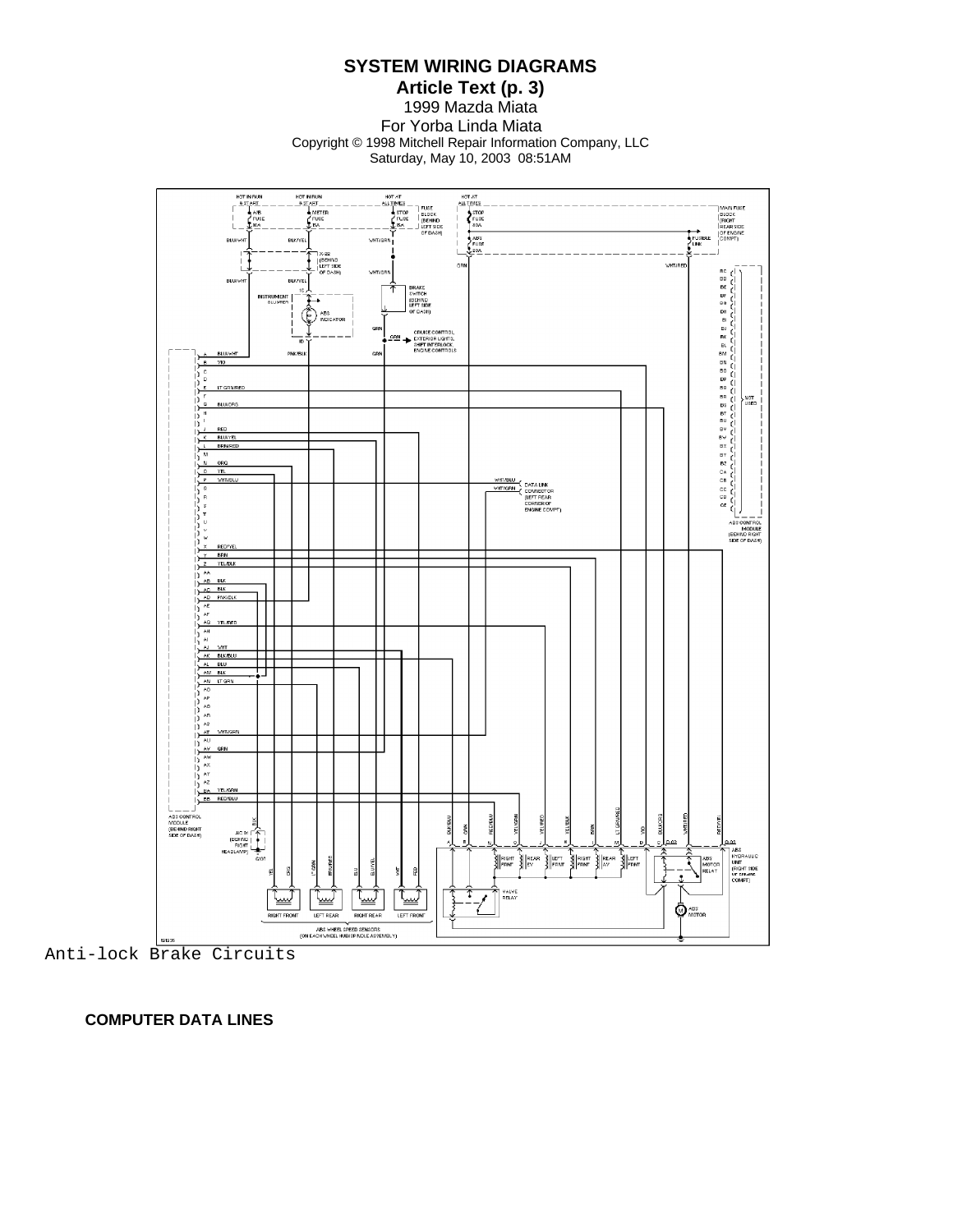Anti-lock Brake Circuits

**COMPUTER DATA LINES**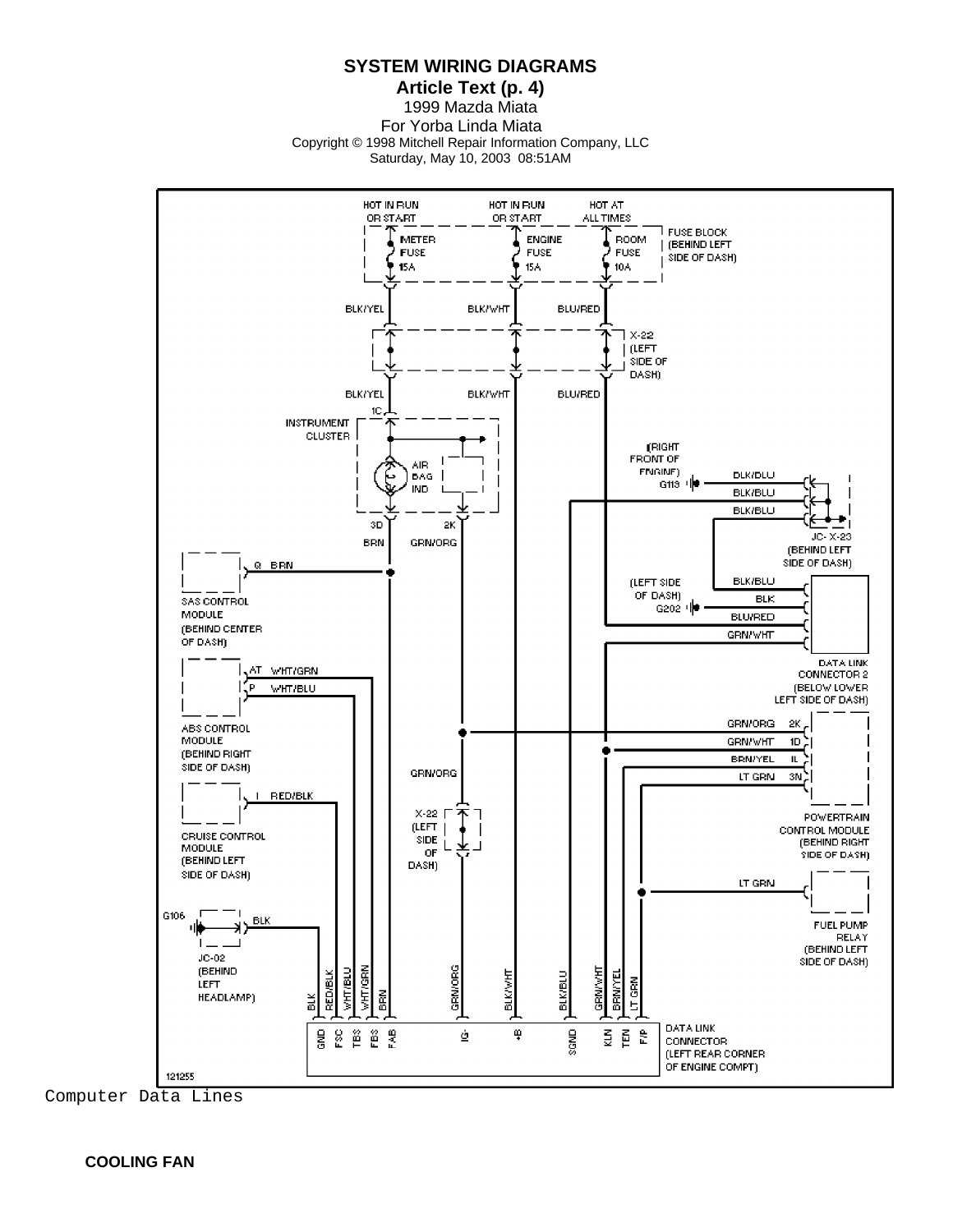Computer Data Lines

**COOLING FAN**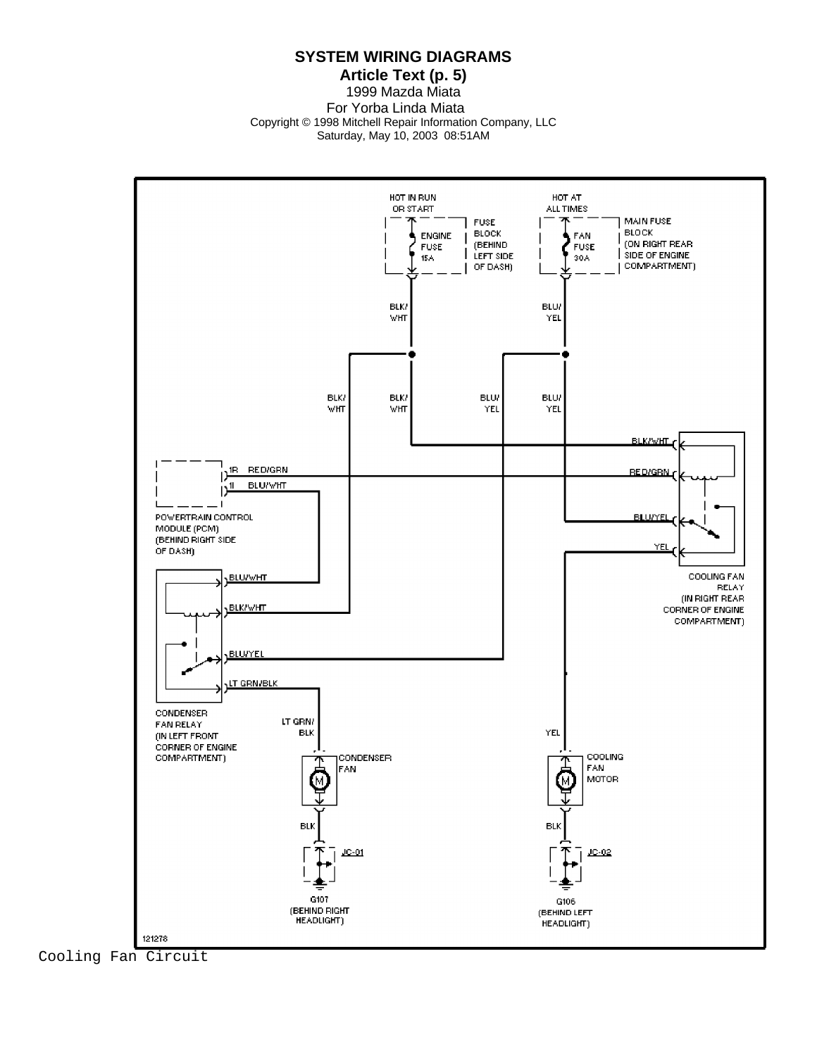HOT IN RUN OR START

FUSE BLOCK (BEHIND LEFT SIDE OF DASH)

ENGINE FUSE 15A

HOT AT ALL TIMES

MAIN FUSE BLOCK (ON RIGHT REAR SIDE OF ENGINE COMPARTMENT)

FAN FUSE 30A

BLK/WHT

BLU/YEL

RED/GRN

BLU/WHT

YEL

LT GRN/BLK

BLK

1R

1I

POWERTRAIN CONTROL MODULE (PCM) (BEHIND RIGHT SIDE OF DASH)

COOLING FAN RELAY (IN RIGHT REAR CORNER OF ENGINE COMPARTMENT)

CONDENSER FAN RELAY (IN LEFT FRONT CORNER OF ENGINE COMPARTMENT)

CONDENSER FAN

COOLING FAN MOTOR

JC-01

JC-02

G107 (BEHIND RIGHT HEADLIGHT)

G106 (BEHIND LEFT HEADLIGHT)

121278

Cooling Fan Circuit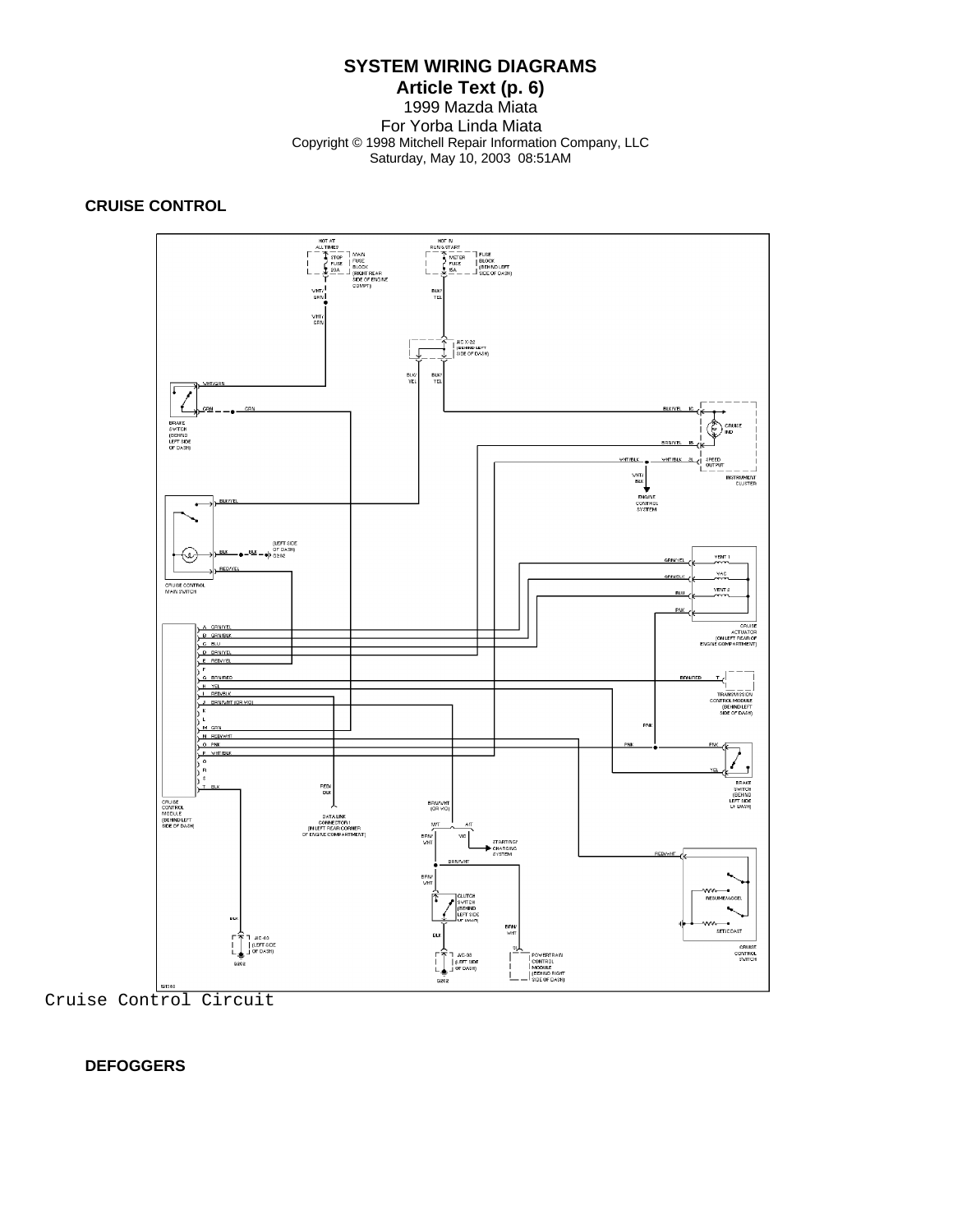**CRUISE CONTROL**

Cruise Control Circuit

**DEFOGGERS**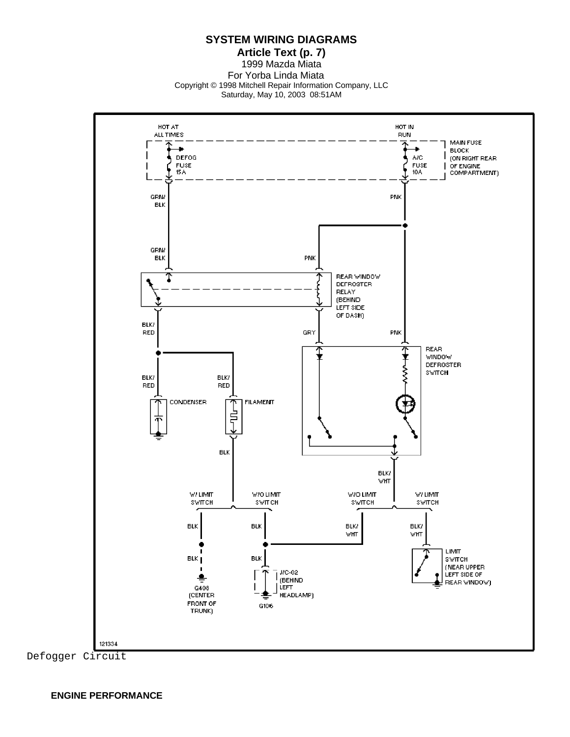Defogger Circuit

**ENGINE PERFORMANCE**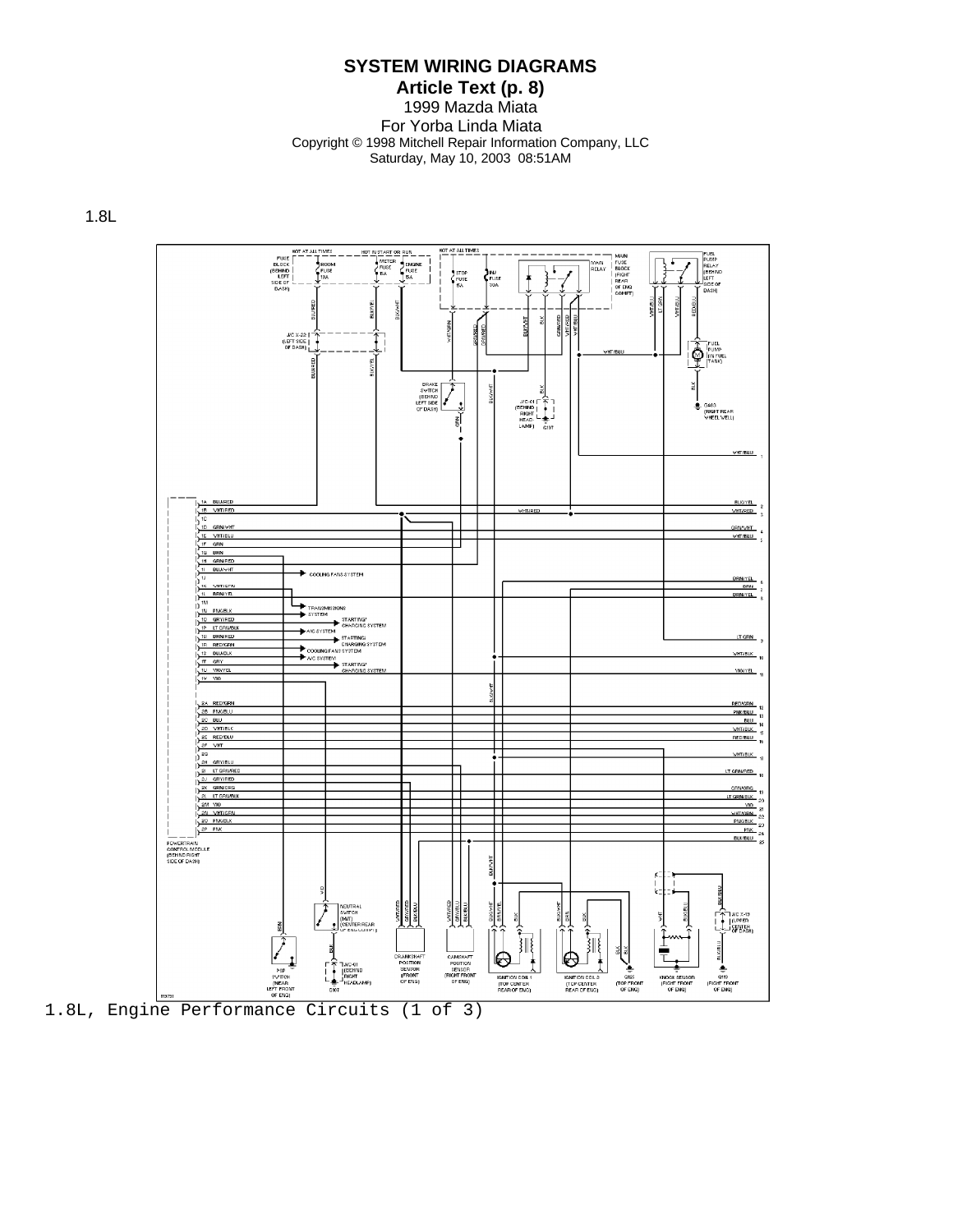1.8L

1.8L, Engine Performance Circuits (1 of 3)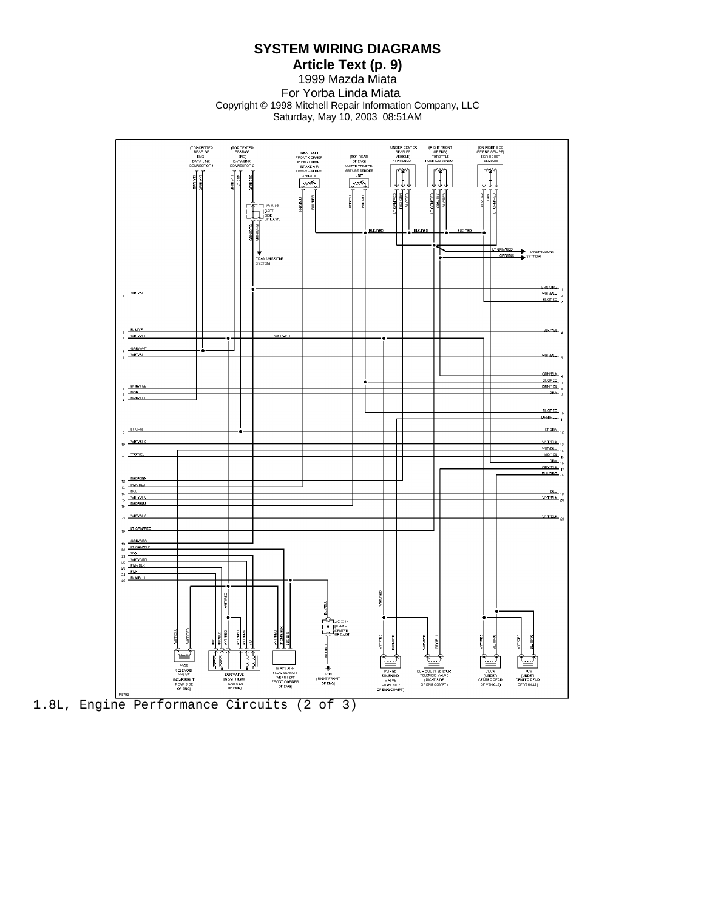1.8L, Engine Performance Circuits (2 of 3)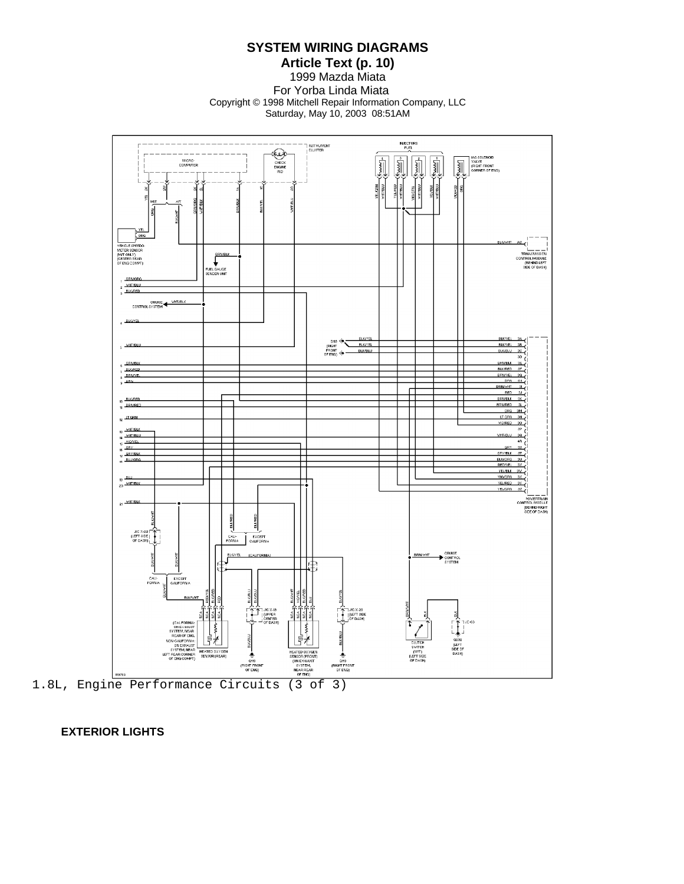1.8L, Engine Performance Circuits (3 of 3)

**EXTERIOR LIGHTS**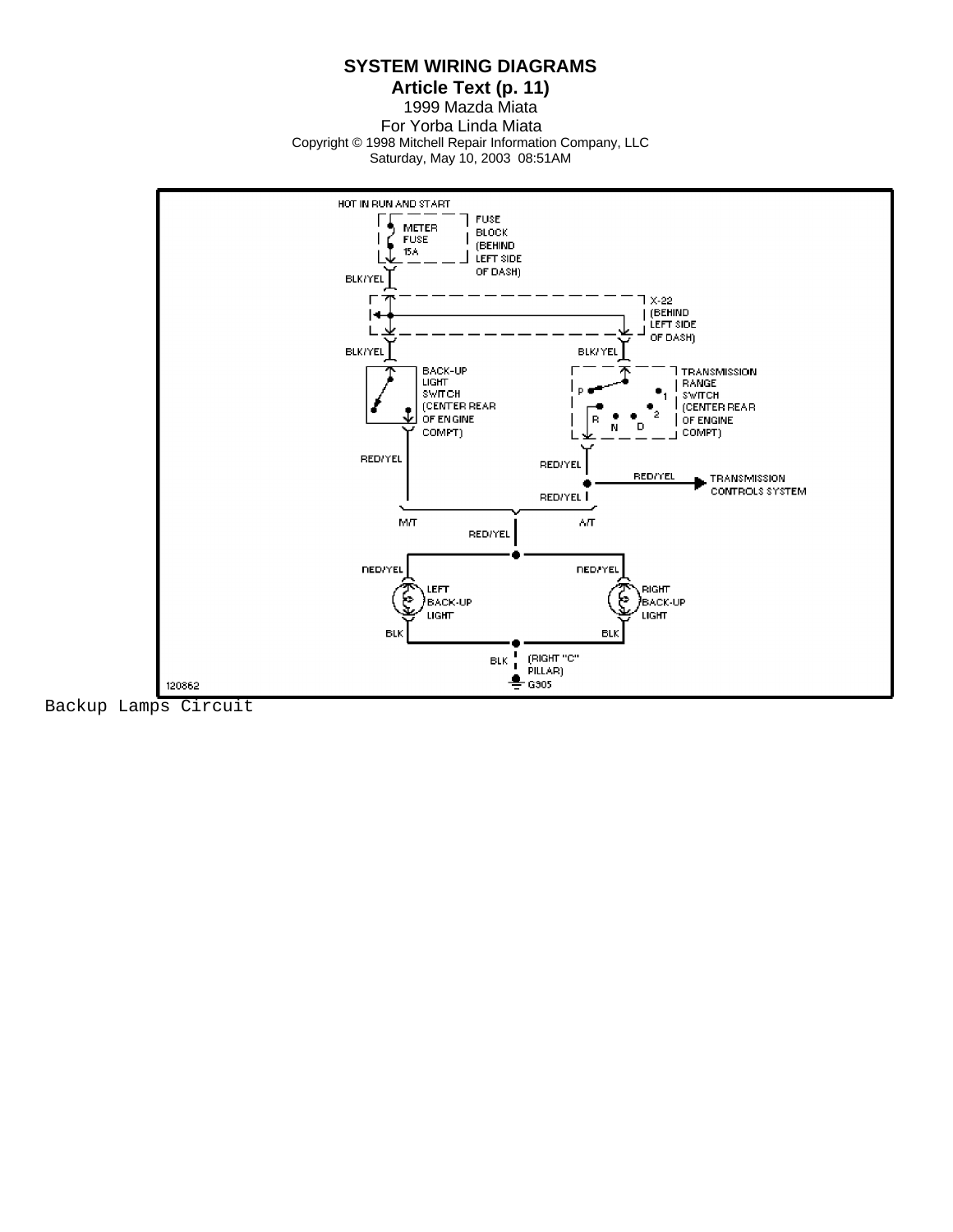**SYSTEM WIRING DIAGRAMS**
**Article Text (p. 11)**
1999 Mazda Miata
For Yorba Linda Miata
Copyright © 1998 Mitchell Repair Information Company, LLC
Saturday, May 10, 2003 08:51AM

HOT IN RUN AND START

METER FUSE 15A — FUSE BLOCK (BEHIND LEFT SIDE OF DASH)

BLK/YEL

X-22 (BEHIND LEFT SIDE OF DASH)

BLK/YEL — BACK-UP LIGHT SWITCH (CENTER REAR OF ENGINE COMPT)

BLK/YEL — TRANSMISSION RANGE SWITCH (CENTER REAR OF ENGINE COMPT)

P, R, N, D, 2, 1

RED/YEL

RED/YEL — RED/YEL → TRANSMISSION CONTROLS SYSTEM

RED/YEL

M/T — A/T

RED/YEL

RED/YEL — LEFT BACK-UP LIGHT

RED/YEL — RIGHT BACK-UP LIGHT

BLK — BLK

BLK (RIGHT "C" PILLAR) G305

120862

Backup Lamps Circuit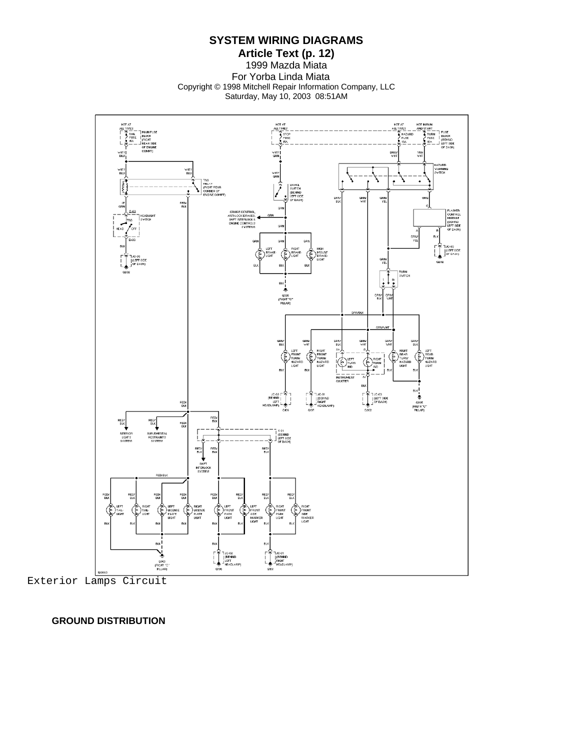Exterior Lamps Circuit

## GROUND DISTRIBUTION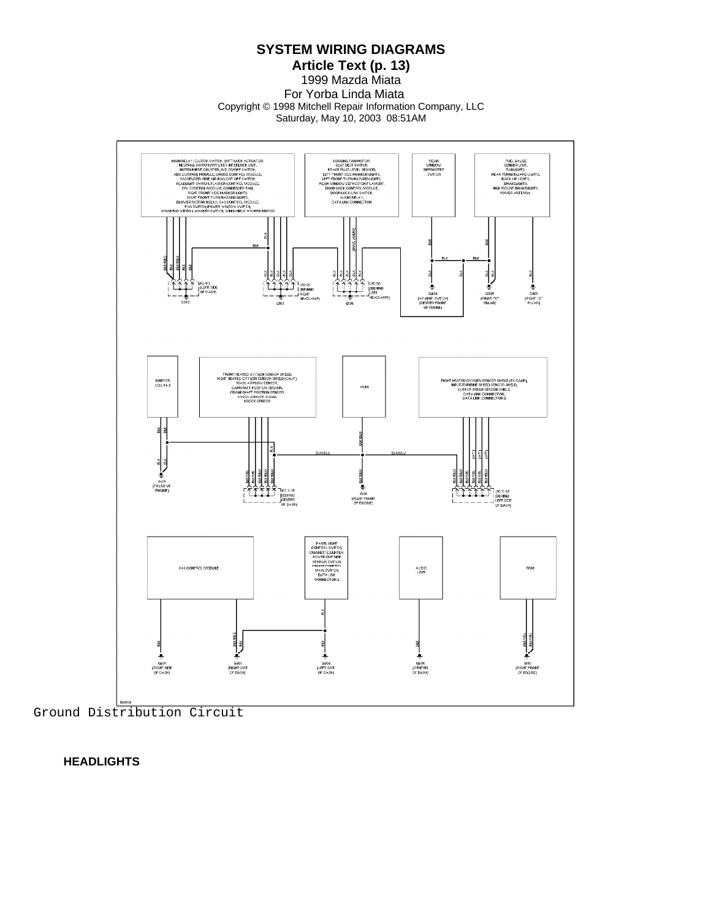Ground Distribution Circuit

**HEADLIGHTS**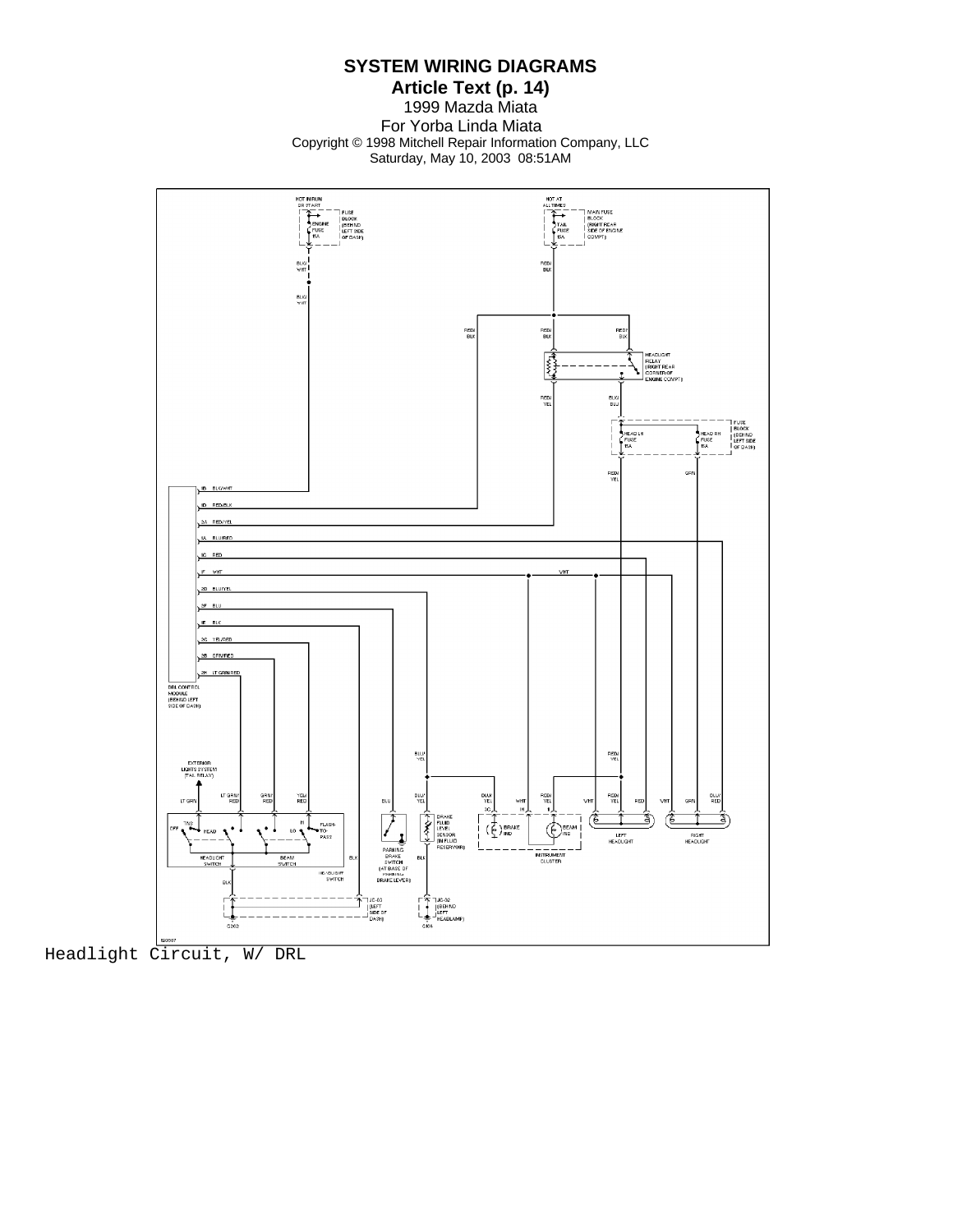# SYSTEM WIRING DIAGRAMS

**Article Text (p. 14)**

1999 Mazda Miata

For Yorba Linda Miata

Copyright © 1998 Mitchell Repair Information Company, LLC

Saturday, May 10, 2003 08:51AM

HOT IN RUN OR START

FUSE BLOCK (BEHIND LEFT SIDE OF DASH)

ENGINE FUSE 15A

HOT AT ALL TIMES

MAIN FUSE BLOCK (RIGHT REAR SIDE OF ENGINE COMPT)

TAIL FUSE 15A

BLK/WHT

RED/BLK

HEADLIGHT RELAY (RIGHT REAR CORNER OF ENGINE COMPT)

RED/YEL

BLK/BLU

FUSE BLOCK (BEHIND LEFT SIDE OF DASH)

HEAD LH FUSE 15A

HEAD RH FUSE 15A

GRN

1B BLK/WHT

1D RED/BLK

3A RED/YEL

1A BLU/RED

1C RED

1F WHT

2D BLU/YEL

3F BLU

1E BLK

3G YEL/RED

3B GRN/RED

3H LT GRN/RED

DRL CONTROL MODULE (BEHIND LEFT SIDE OF DASH)

EXTERIOR LIGHTS SYSTEM (TAIL RELAY)

LT GRN

LT GRN/RED

GRN/RED

YEL/RED

OFF

TNS

HEAD

HI

LO

FLASH-TO-PASS

HEADLIGHT SWITCH

BEAM SWITCH

HEADLIGHT SWITCH

BLK

BLU

BLU/YEL

PARKING BRAKE SWITCH (AT BASE OF PARKING BRAKE LEVER)

BRAKE FLUID LEVEL SENSOR (IN FLUID RESERVOIR)

BRAKE IND

BEAM IND

INSTRUMENT CLUSTER

WHT

RED

LEFT HEADLIGHT

RIGHT HEADLIGHT

BLU/RED

JC-03 (LEFT SIDE OF DASH)

G202

JC-02 (BEHIND LEFT HEADLAMP)

G105

Headlight Circuit, W/ DRL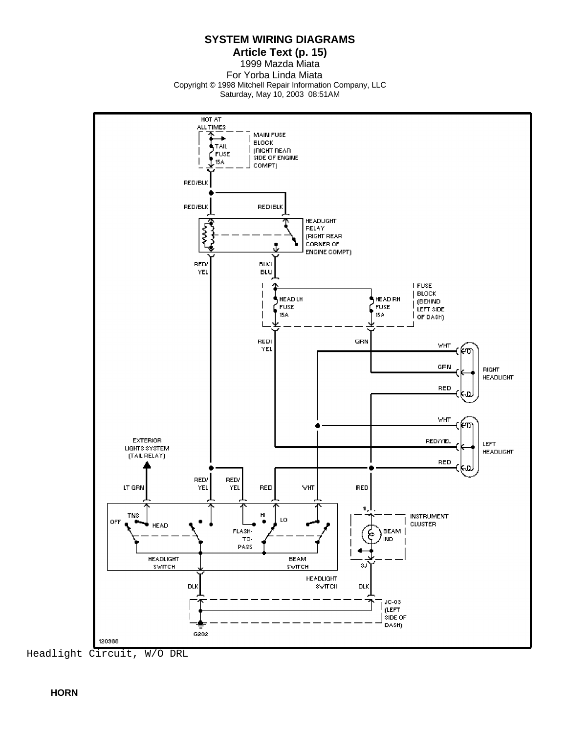HOT AT ALL TIMES

MAIN FUSE BLOCK (RIGHT REAR SIDE OF ENGINE COMPT)

TAIL FUSE 15A

RED/BLK

RED/BLK RED/BLK

HEADLIGHT RELAY (RIGHT REAR CORNER OF ENGINE COMPT)

RED/YEL BLK/BLU

FUSE BLOCK (BEHIND LEFT SIDE OF DASH)

HEAD LH FUSE 15A

HEAD RH FUSE 15A

RED/YEL GRN

WHT

GRN

RED

RIGHT HEADLIGHT

WHT

RED/YEL

RED

LEFT HEADLIGHT

EXTERIOR LIGHTS SYSTEM (TAIL RELAY)

LT GRN RED/YEL RED/YEL RED WHT RED

OFF TNS HEAD

HI LO

FLASH-TO-PASS

HEADLIGHT SWITCH

BEAM SWITCH

1I

INSTRUMENT CLUSTER

BEAM IND

3J

HEADLIGHT SWITCH

BLK BLK

JC-03 (LEFT SIDE OF DASH)

G202

120988

Headlight Circuit, W/O DRL

**HORN**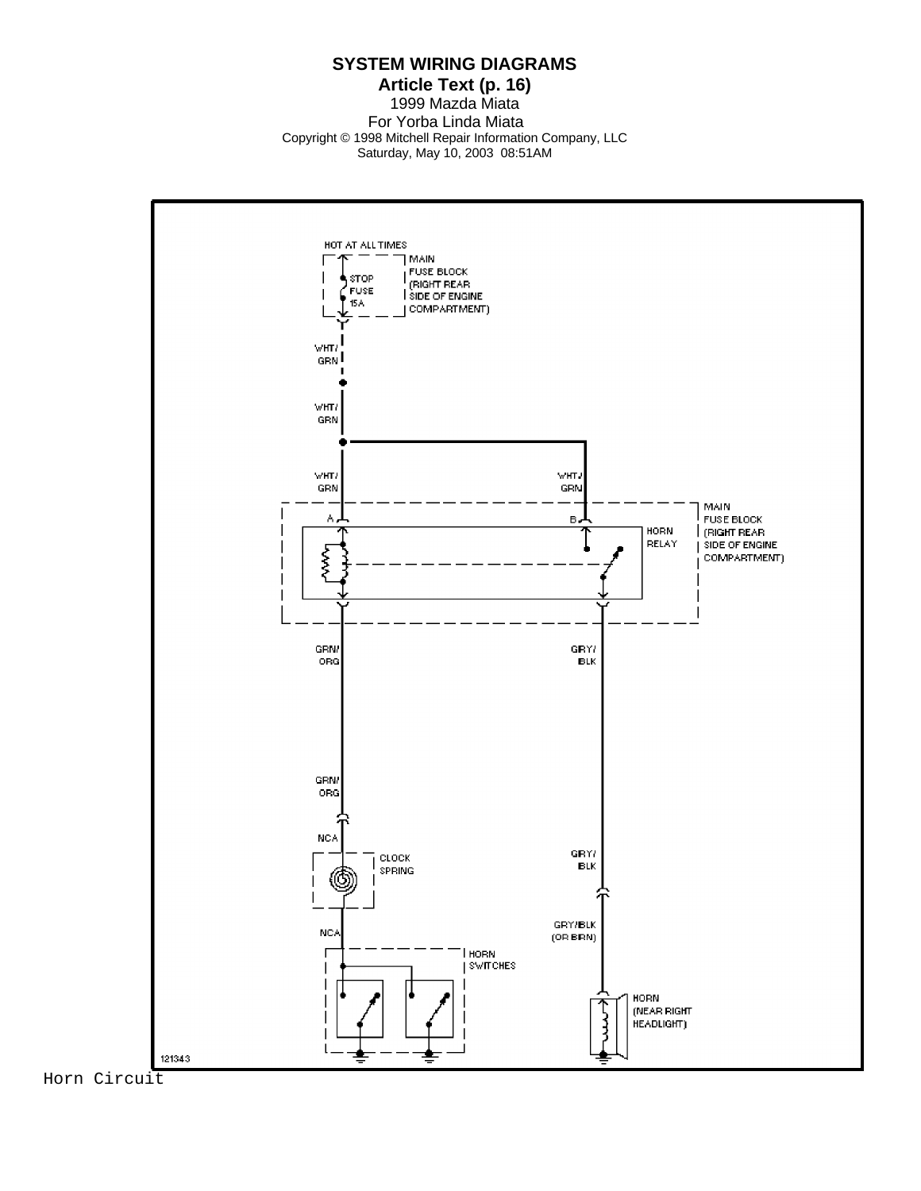HOT AT ALL TIMES

MAIN FUSE BLOCK (RIGHT REAR SIDE OF ENGINE COMPARTMENT)

STOP FUSE 15A

WHT/GRN

WHT/GRN

WHT/GRN

WHT/GRN

A

B

HORN RELAY

MAIN FUSE BLOCK (RIGHT REAR SIDE OF ENGINE COMPARTMENT)

GRN/ORG

GRY/BLK

GRN/ORG

NCA

CLOCK SPRING

GRY/BLK

NCA

GRY/BLK (OR BRN)

HORN SWITCHES

HORN (NEAR RIGHT HEADLIGHT)

121343

Horn Circuit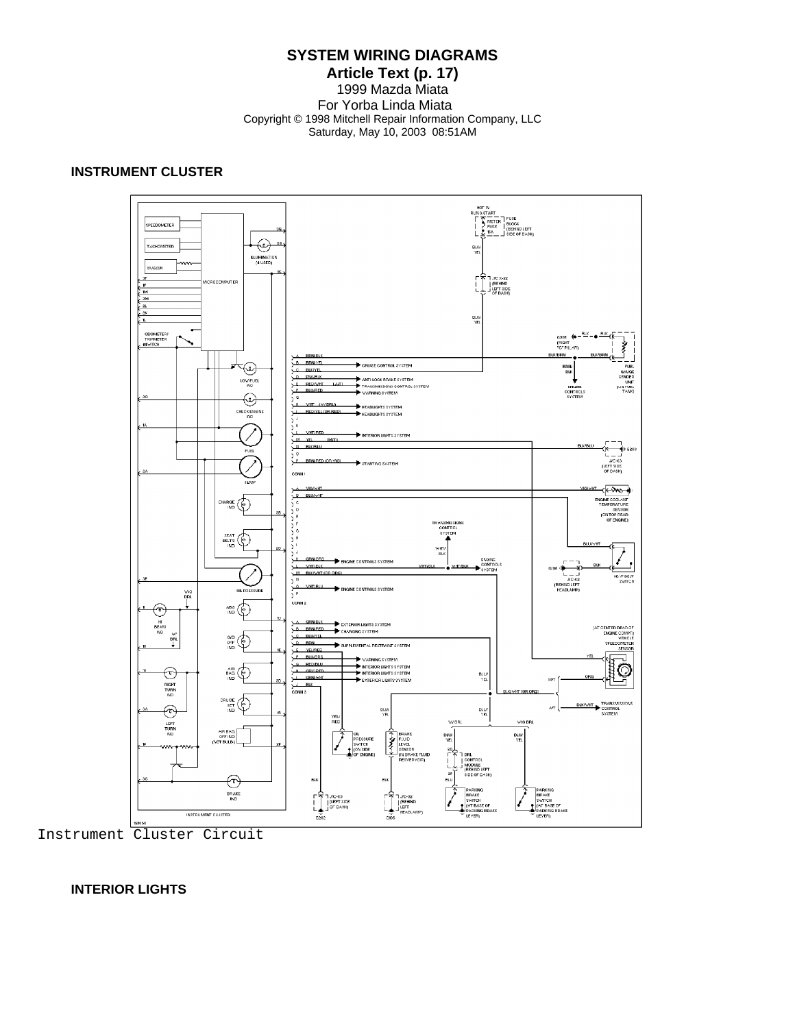# SYSTEM WIRING DIAGRAMS

**Article Text (p. 17)**

1999 Mazda Miata

For Yorba Linda Miata

Copyright © 1998 Mitchell Repair Information Company, LLC

Saturday, May 10, 2003 08:51AM

## INSTRUMENT CLUSTER

Instrument Cluster Circuit

## INTERIOR LIGHTS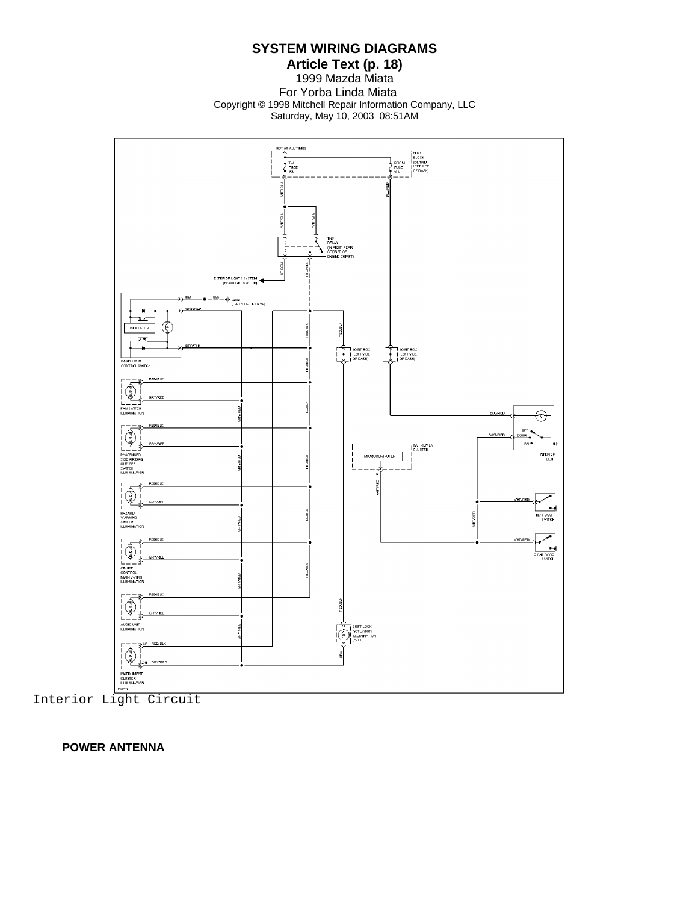Interior Light Circuit

**POWER ANTENNA**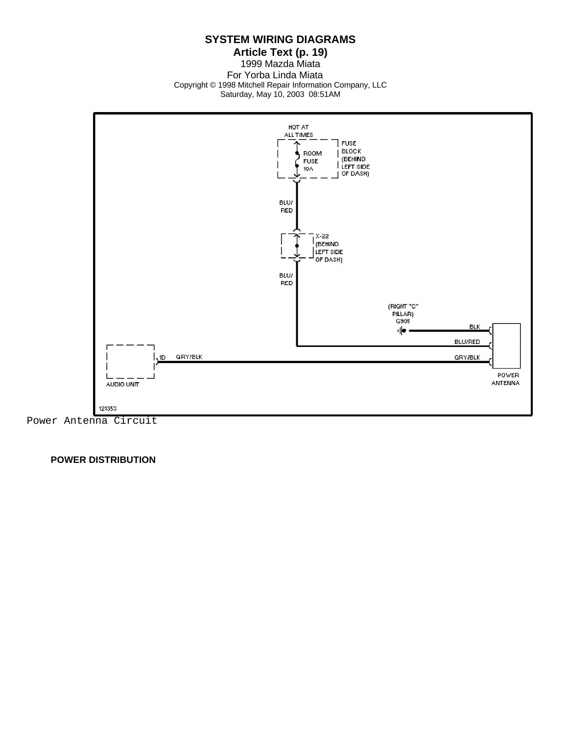Power Antenna Circuit

## POWER DISTRIBUTION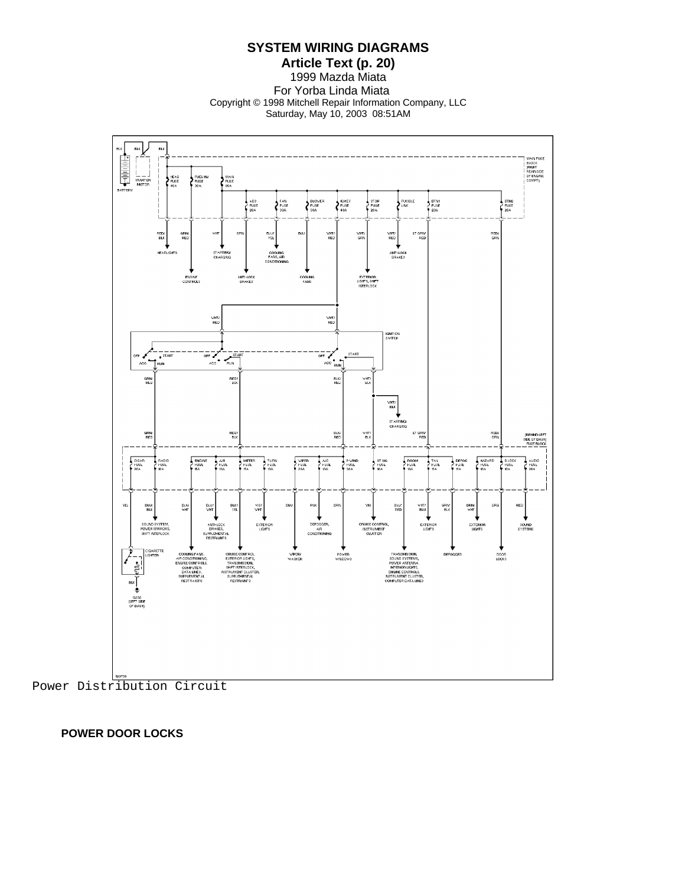Power Distribution Circuit

**POWER DOOR LOCKS**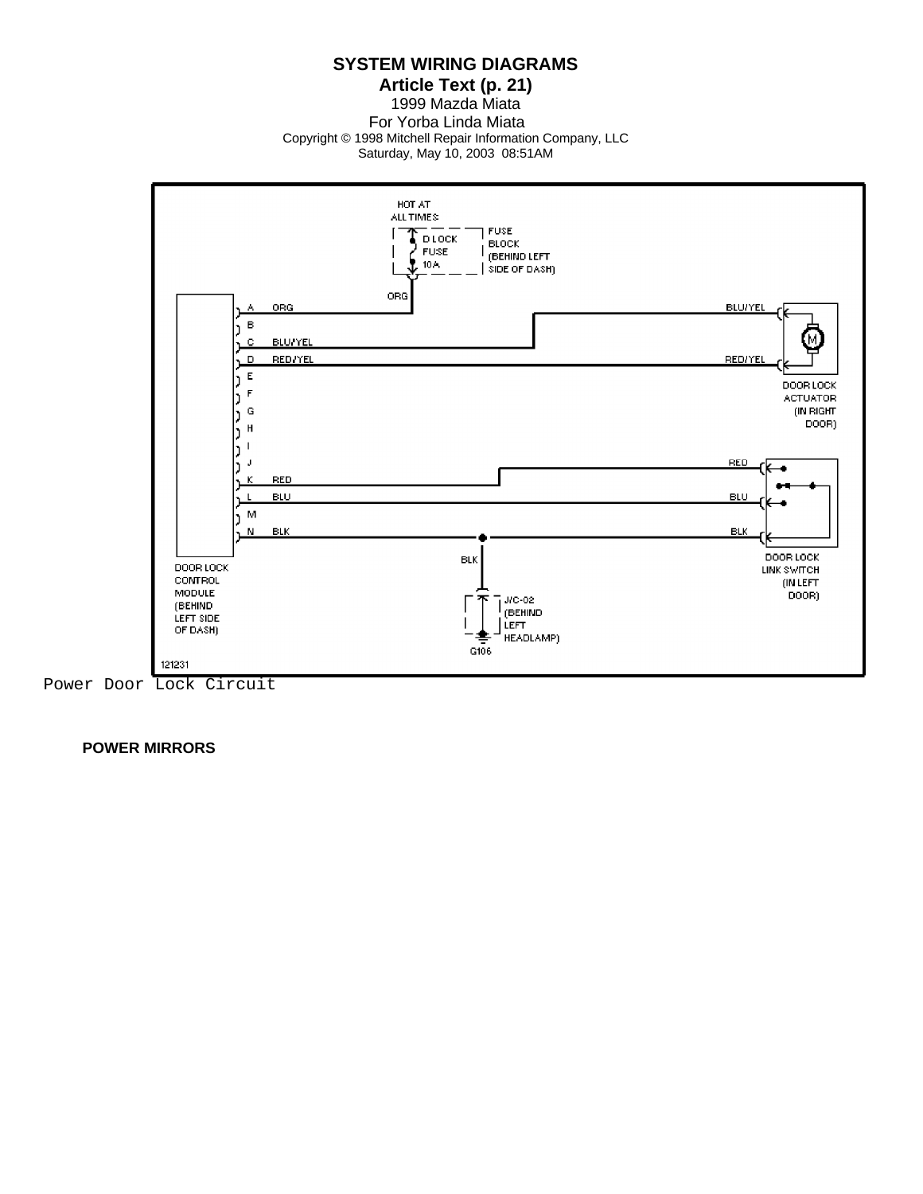HOT AT ALL TIMES

D LOCK FUSE 10A

FUSE BLOCK (BEHIND LEFT SIDE OF DASH)

ORG

A ORG

B

C BLU/YEL

D RED/YEL

E

F

G

H

I

J

K RED

L BLU

M

N BLK

BLU/YEL

RED/YEL

DOOR LOCK ACTUATOR (IN RIGHT DOOR)

RED

BLU

BLK

DOOR LOCK LINK SWITCH (IN LEFT DOOR)

BLK

J/C-02 (BEHIND LEFT HEADLAMP)

G106

DOOR LOCK CONTROL MODULE (BEHIND LEFT SIDE OF DASH)

121231

Power Door Lock Circuit

**POWER MIRRORS**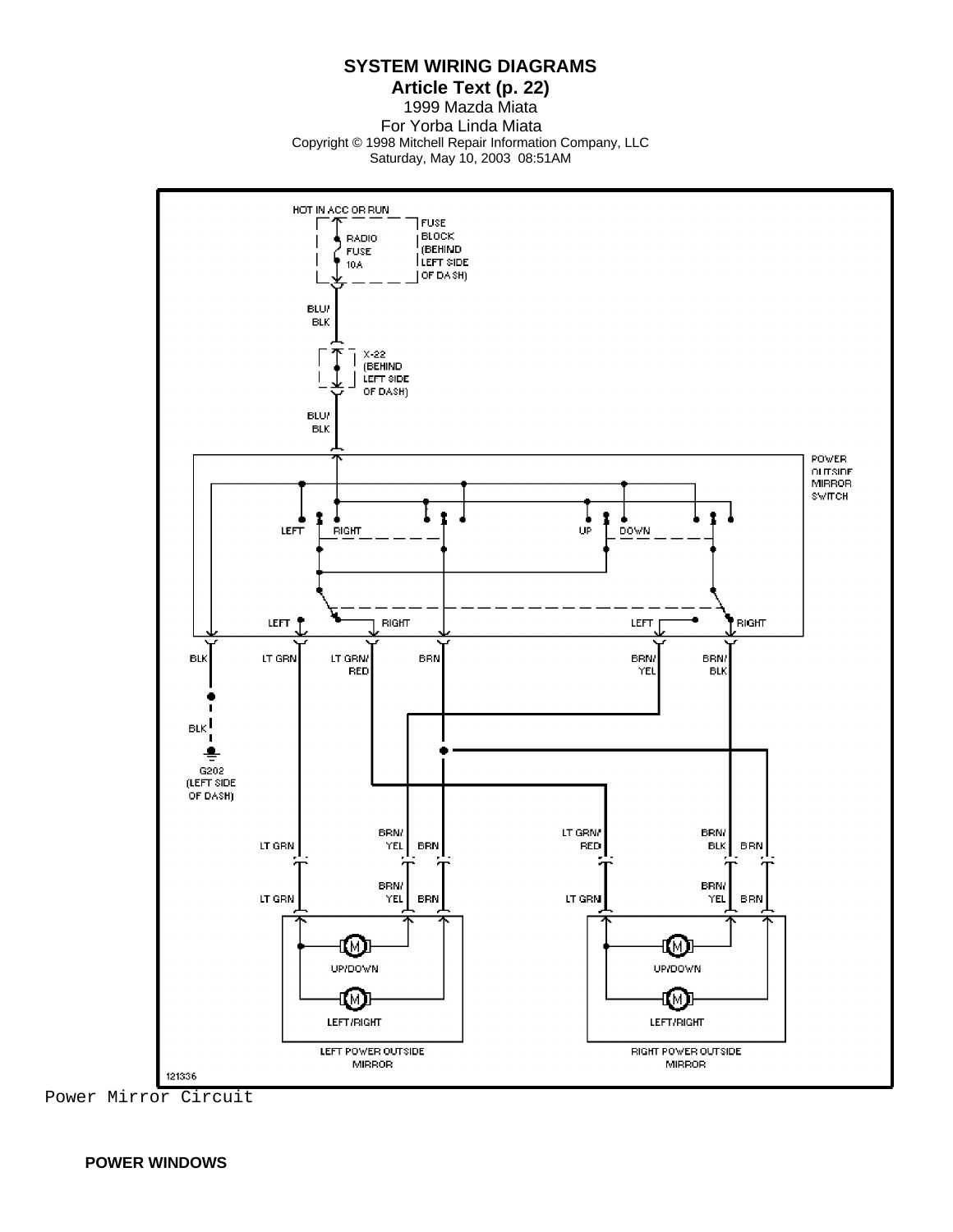Power Mirror Circuit

**POWER WINDOWS**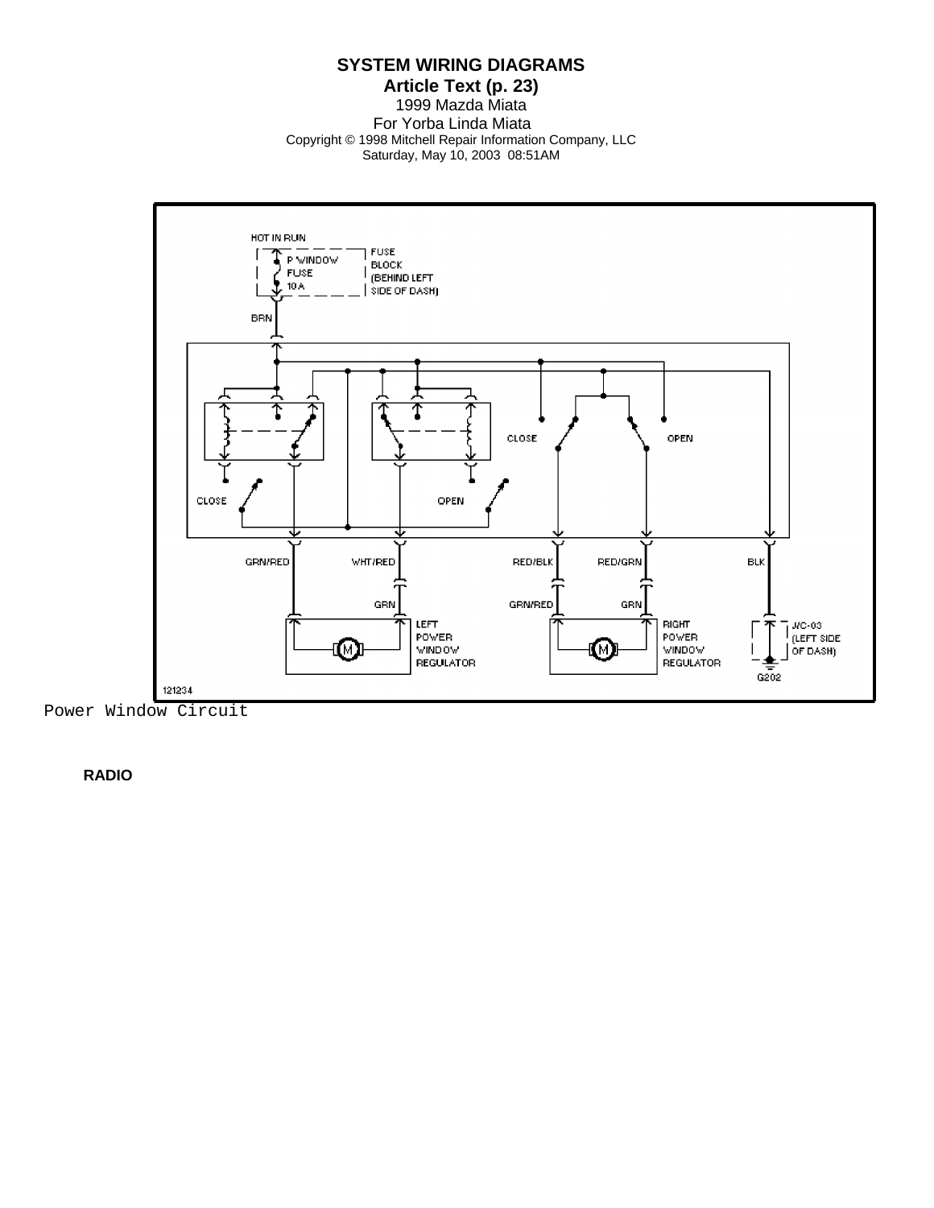Power Window Circuit

**RADIO**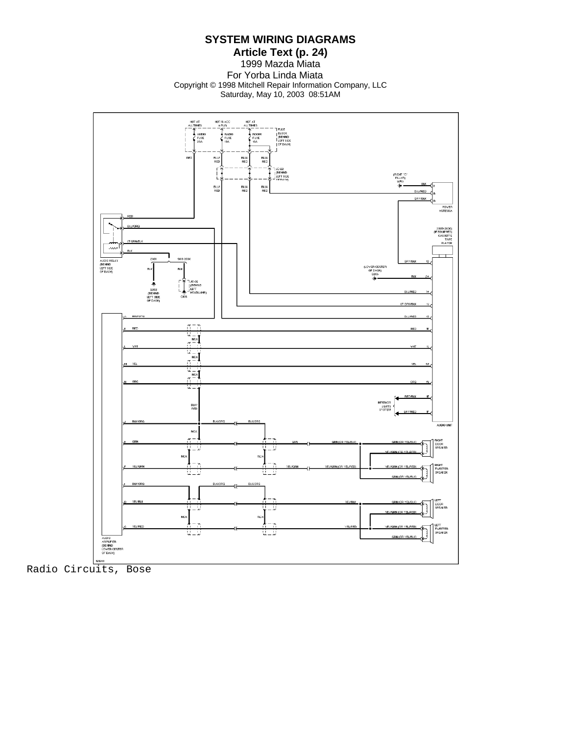Radio Circuits, Bose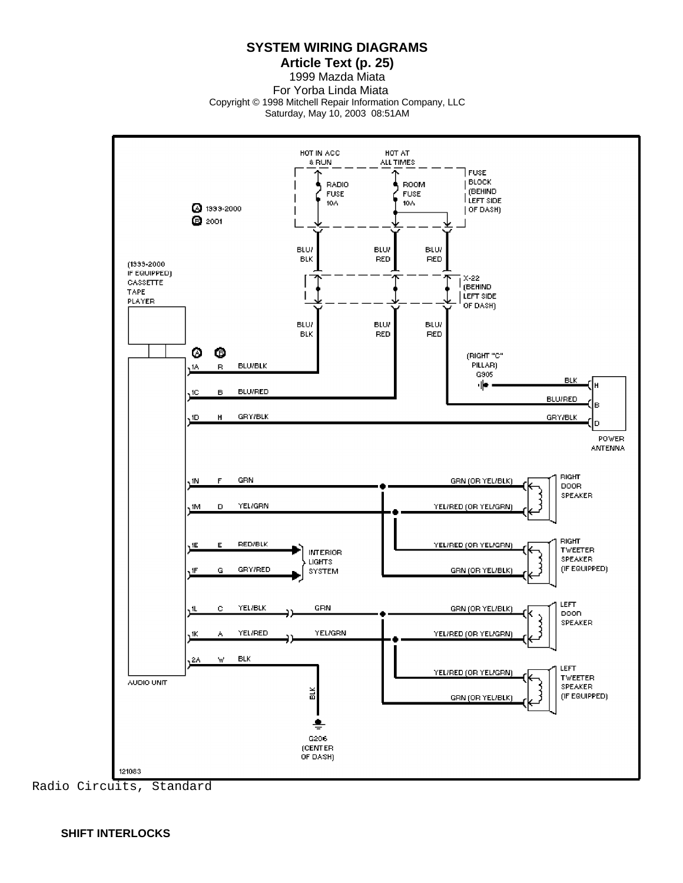Radio Circuits, Standard

**SHIFT INTERLOCKS**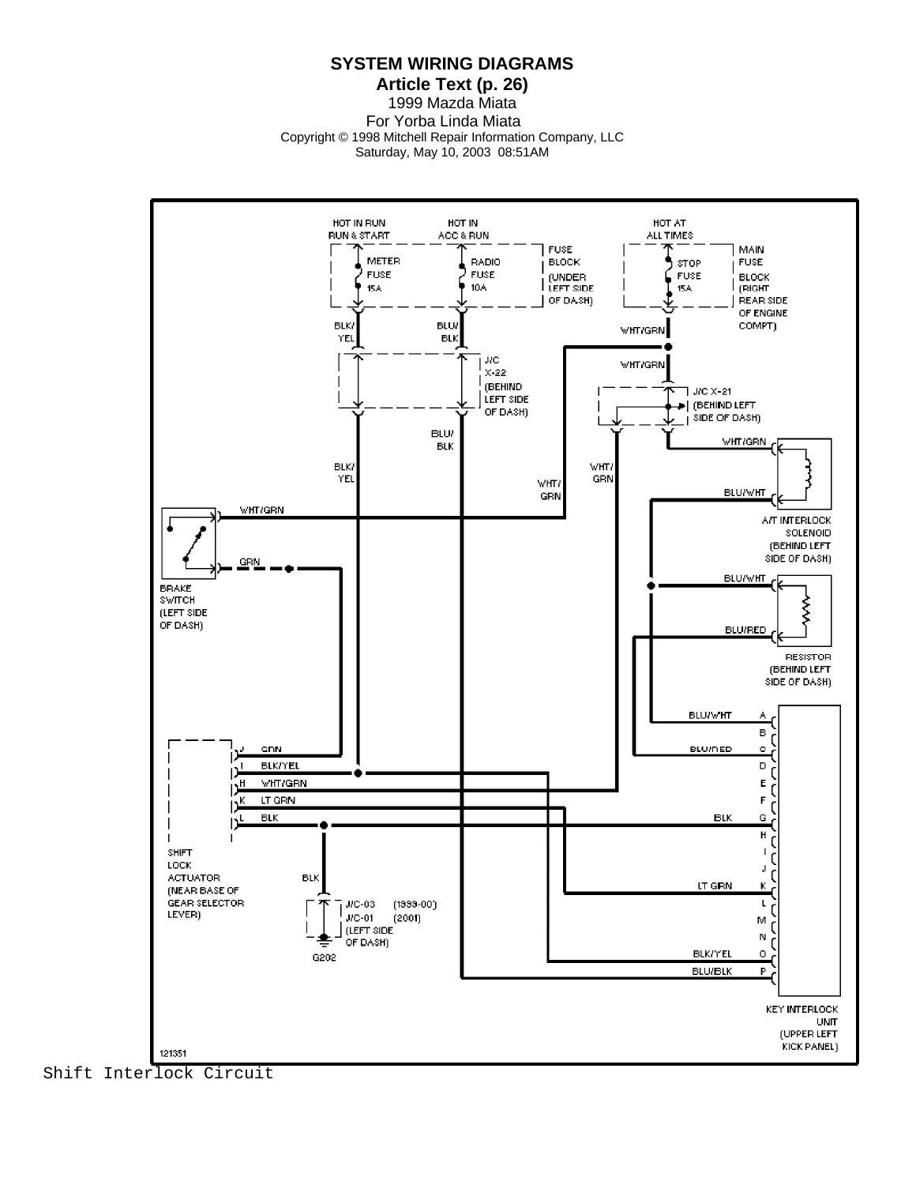SYSTEM WIRING DIAGRAMS
Article Text (p. 26)
1999 Mazda Miata
For Yorba Linda Miata
Copyright © 1998 Mitchell Repair Information Company, LLC
Saturday, May 10, 2003 08:51AM

HOT IN RUN RUN & START | HOT IN ACC & RUN | FUSE BLOCK (UNDER LEFT SIDE OF DASH) | HOT AT ALL TIMES | MAIN FUSE BLOCK (RIGHT REAR SIDE OF ENGINE COMPT)

METER FUSE 15A | RADIO FUSE 10A | STOP FUSE 15A

BLK/YEL | BLU/BLK | WHT/GRN

J/C X-22 (BEHIND LEFT SIDE OF DASH) | J/C X-21 (BEHIND LEFT SIDE OF DASH)

BRAKE SWITCH (LEFT SIDE OF DASH): WHT/GRN, GRN

A/T INTERLOCK SOLENOID (BEHIND LEFT SIDE OF DASH): WHT/GRN, BLU/WHT

RESISTOR (BEHIND LEFT SIDE OF DASH): BLU/WHT, BLU/RED

SHIFT LOCK ACTUATOR (NEAR BASE OF GEAR SELECTOR LEVER): J GRN, I BLK/YEL, H WHT/GRN, K LT GRN, L BLK

BLK — J/C-03 (1999-00), J/C-01 (2001) (LEFT SIDE OF DASH) — G202

KEY INTERLOCK UNIT (UPPER LEFT KICK PANEL): A BLU/WHT, B, C BLU/RED, D, E, F, G BLK, H, I, J, K LT GRN, L, M, N, O BLK/YEL, P BLU/BLK

121351

Shift Interlock Circuit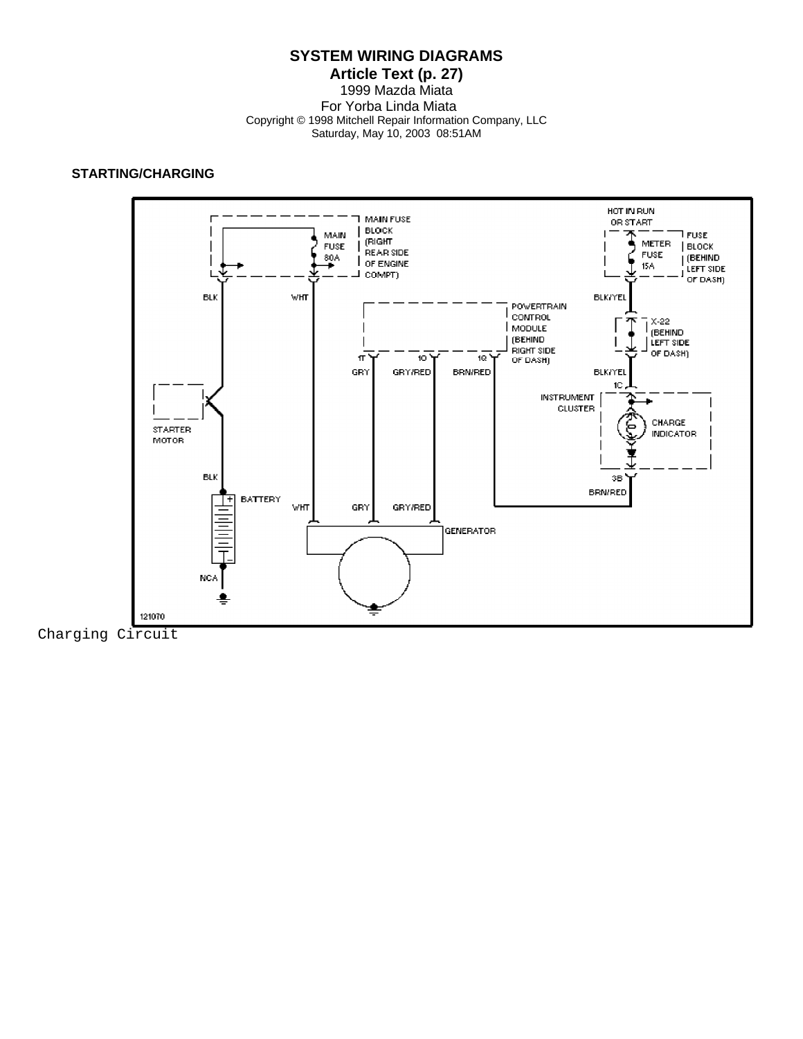**STARTING/CHARGING**

Charging Circuit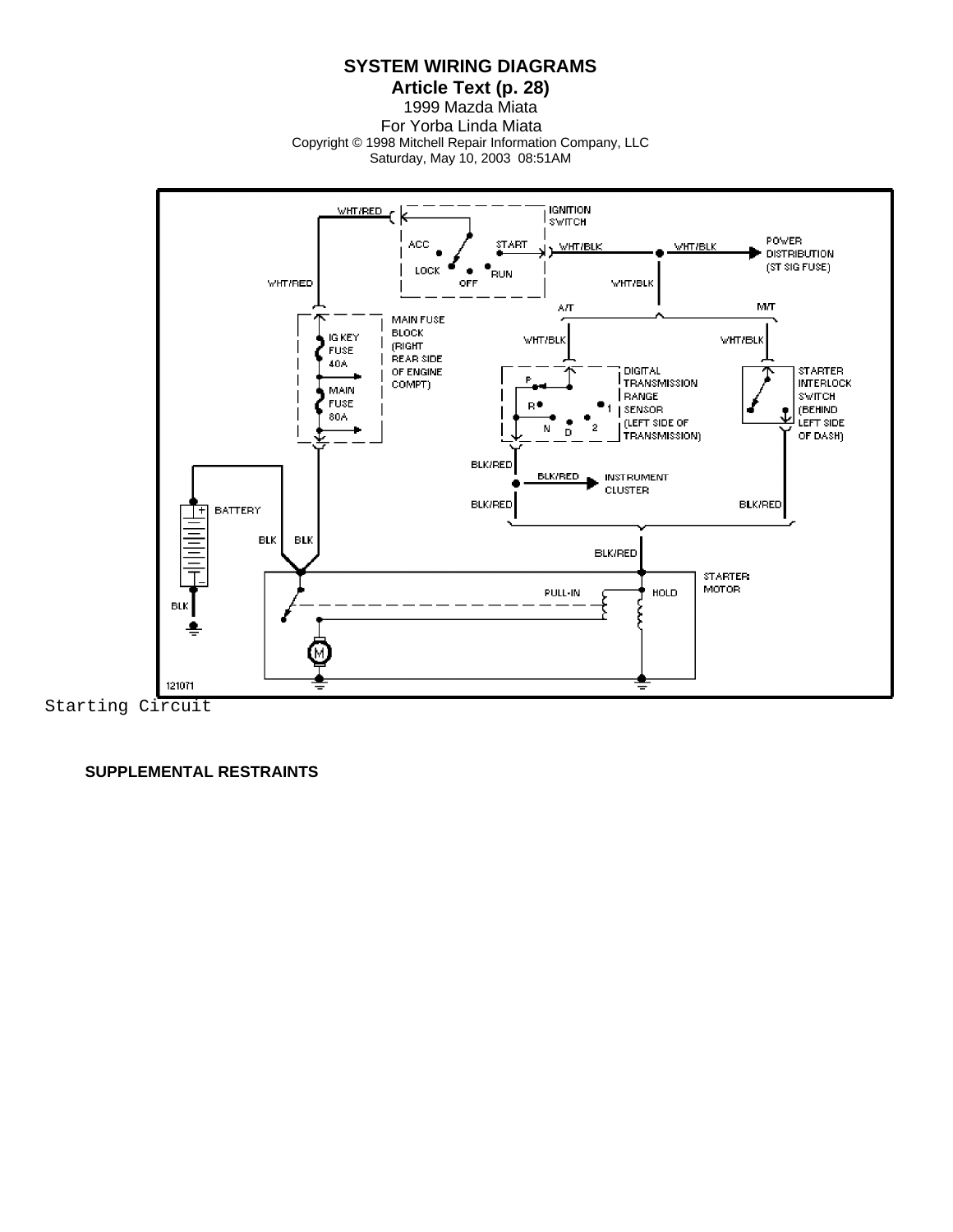Starting Circuit

**SUPPLEMENTAL RESTRAINTS**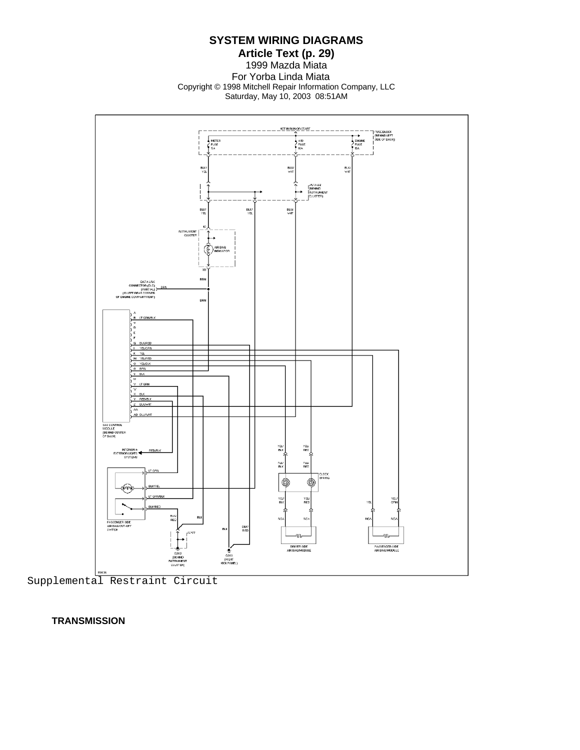Supplemental Restraint Circuit

**TRANSMISSION**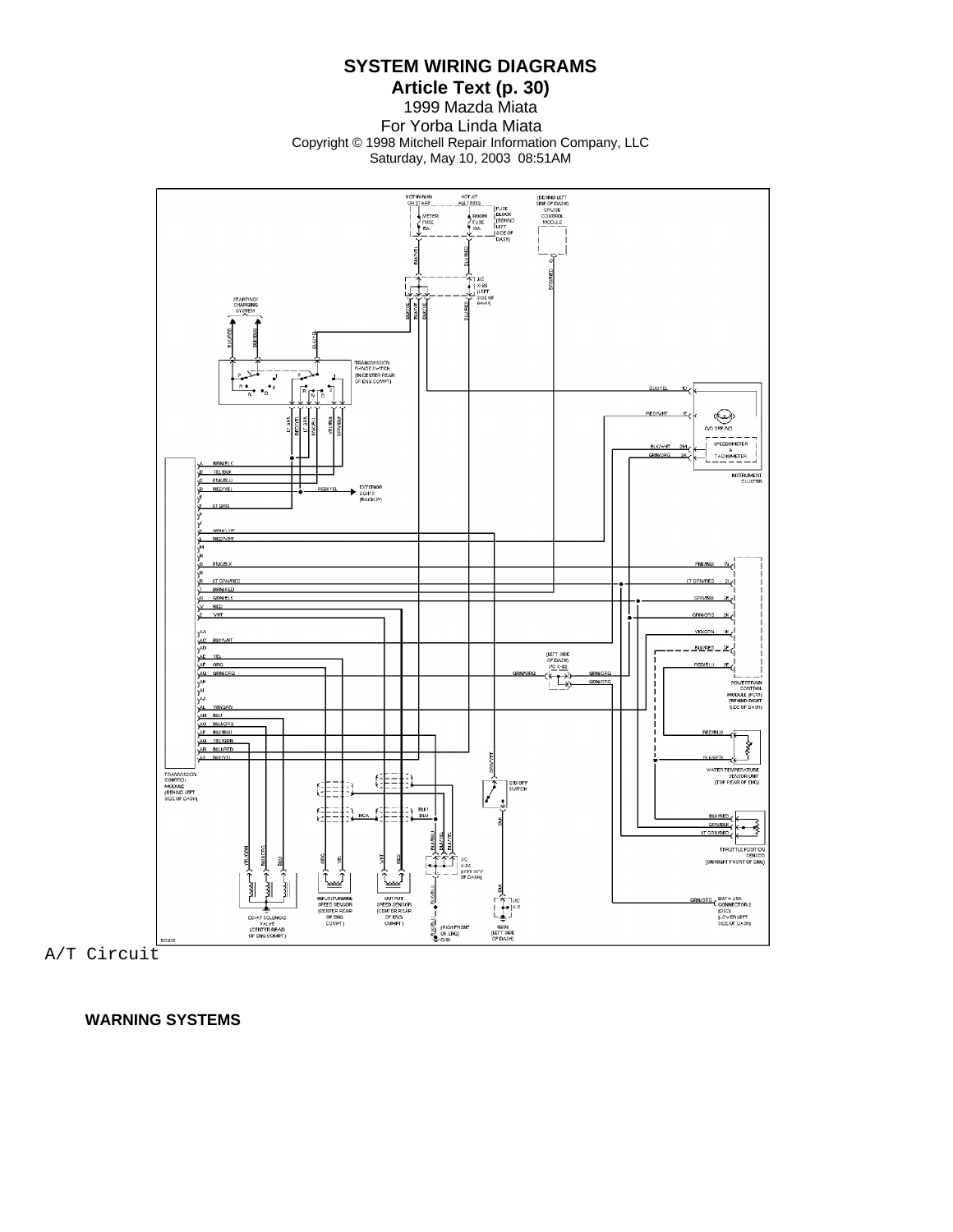A/T Circuit

**WARNING SYSTEMS**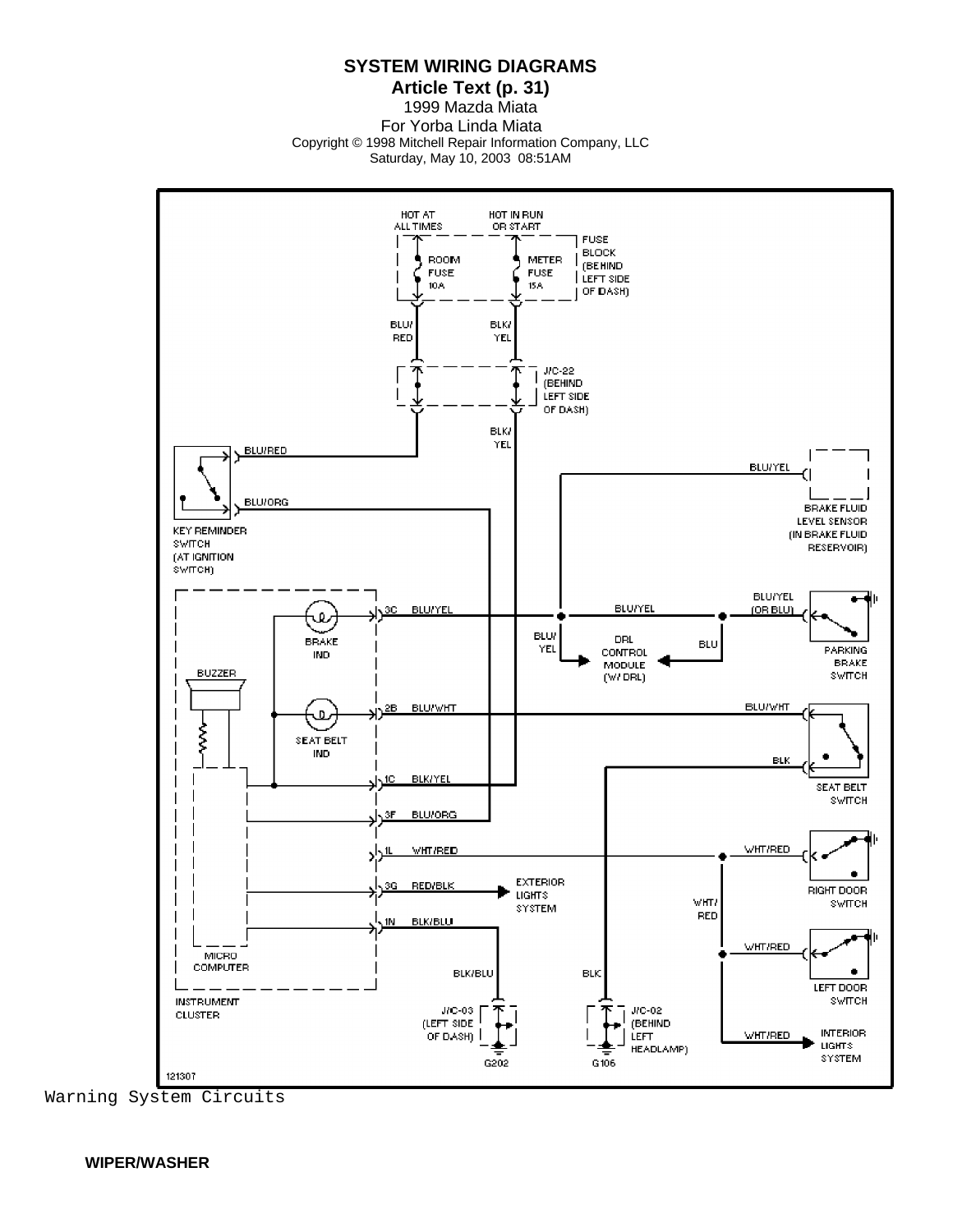Warning System Circuits

**WIPER/WASHER**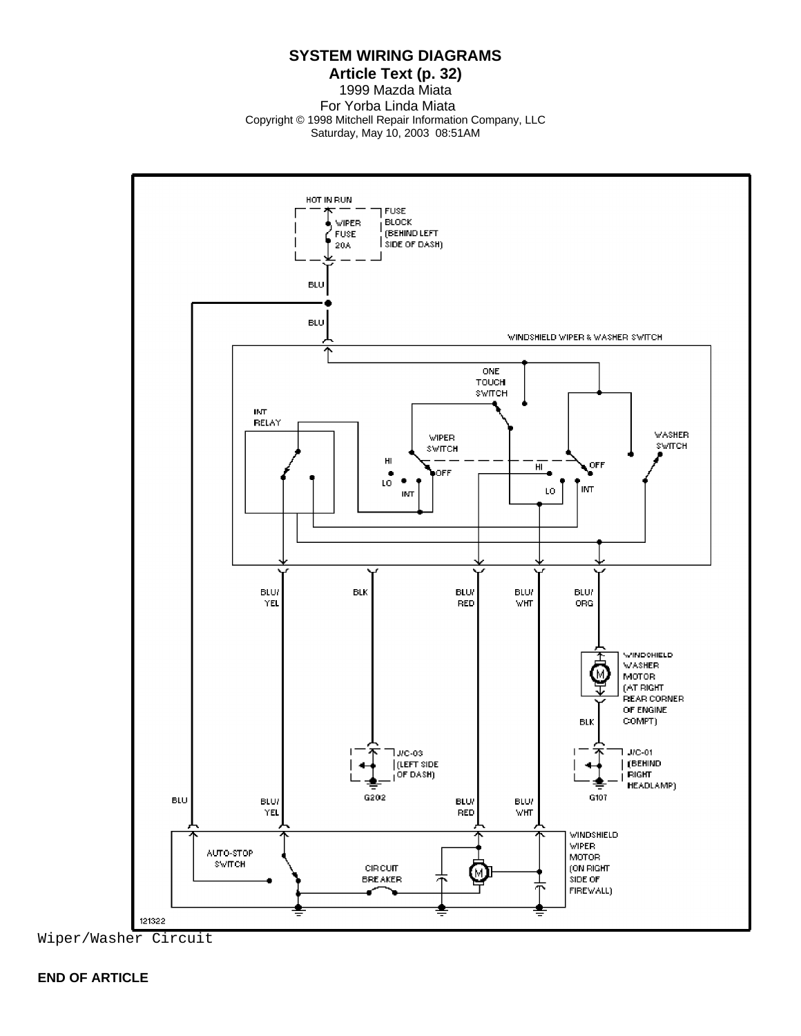HOT IN RUN

WIPER FUSE 20A

FUSE BLOCK (BEHIND LEFT SIDE OF DASH)

BLU

BLU

WINDSHIELD WIPER & WASHER SWITCH

ONE TOUCH SWITCH

INT RELAY

WIPER SWITCH

HI

LO

INT

OFF

HI

OFF

LO

INT

WASHER SWITCH

BLU/ YEL

BLK

BLU/ RED

BLU/ WHT

BLU/ ORG

WINDSHIELD WASHER MOTOR (AT RIGHT REAR CORNER OF ENGINE COMPT)

BLK

J/C-03 (LEFT SIDE OF DASH)

G202

J/C-01 (BEHIND RIGHT HEADLAMP)

G107

BLU

BLU/ YEL

BLU/ RED

BLU/ WHT

AUTO-STOP SWITCH

CIRCUIT BREAKER

WINDSHIELD WIPER MOTOR (ON RIGHT SIDE OF FIREWALL)

121322

Wiper/Washer Circuit

**END OF ARTICLE**